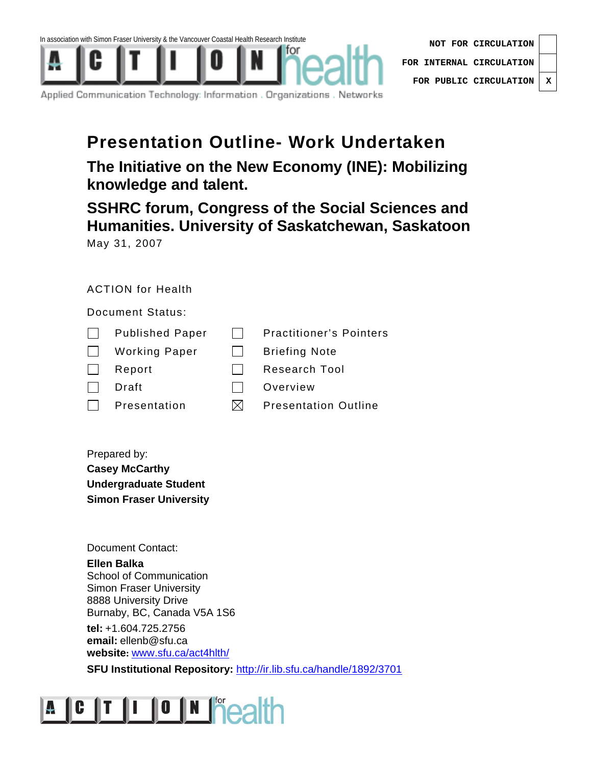In association with Simon Fraser University & the Vancouver Coastal Health Research Institute

ACTION for health

Applied Communication Technology: Information . Organizations . Networks

| | |
|---|---|
| NOT FOR CIRCULATION | |
| FOR INTERNAL CIRCULATION | |
| FOR PUBLIC CIRCULATION | X |

# Presentation Outline- Work Undertaken

## The Initiative on the New Economy (INE): Mobilizing knowledge and talent.

## SSHRC forum, Congress of the Social Sciences and Humanities. University of Saskatchewan, Saskatoon

May 31, 2007

ACTION for Health

Document Status:

| | | | |
|---|---|---|---|
| ☐ | Published Paper | ☐ | Practitioner's Pointers |
| ☐ | Working Paper | ☐ | Briefing Note |
| ☐ | Report | ☐ | Research Tool |
| ☐ | Draft | ☐ | Overview |
| ☐ | Presentation | ☒ | Presentation Outline |

Prepared by:
**Casey McCarthy**
**Undergraduate Student**
**Simon Fraser University**

Document Contact:
**Ellen Balka**
School of Communication
Simon Fraser University
8888 University Drive
Burnaby, BC, Canada V5A 1S6
**tel:** +1.604.725.2756
**email:** ellenb@sfu.ca
**website:** www.sfu.ca/act4hlth/
**SFU Institutional Repository:** http://ir.lib.sfu.ca/handle/1892/3701

ACTION for health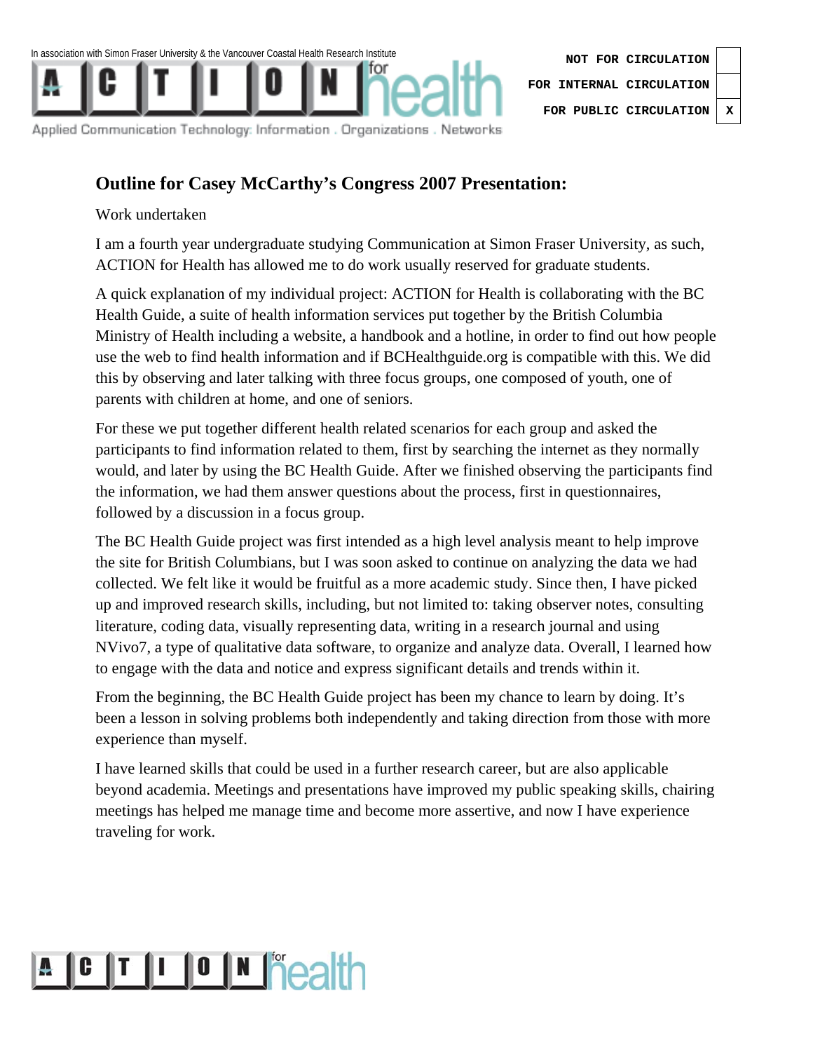## Outline for Casey McCarthy's Congress 2007 Presentation:

Work undertaken

I am a fourth year undergraduate studying Communication at Simon Fraser University, as such, ACTION for Health has allowed me to do work usually reserved for graduate students.

A quick explanation of my individual project: ACTION for Health is collaborating with the BC Health Guide, a suite of health information services put together by the British Columbia Ministry of Health including a website, a handbook and a hotline, in order to find out how people use the web to find health information and if BCHealthguide.org is compatible with this. We did this by observing and later talking with three focus groups, one composed of youth, one of parents with children at home, and one of seniors.

For these we put together different health related scenarios for each group and asked the participants to find information related to them, first by searching the internet as they normally would, and later by using the BC Health Guide. After we finished observing the participants find the information, we had them answer questions about the process, first in questionnaires, followed by a discussion in a focus group.

The BC Health Guide project was first intended as a high level analysis meant to help improve the site for British Columbians, but I was soon asked to continue on analyzing the data we had collected. We felt like it would be fruitful as a more academic study. Since then, I have picked up and improved research skills, including, but not limited to: taking observer notes, consulting literature, coding data, visually representing data, writing in a research journal and using NVivo7, a type of qualitative data software, to organize and analyze data. Overall, I learned how to engage with the data and notice and express significant details and trends within it.

From the beginning, the BC Health Guide project has been my chance to learn by doing. It's been a lesson in solving problems both independently and taking direction from those with more experience than myself.

I have learned skills that could be used in a further research career, but are also applicable beyond academia. Meetings and presentations have improved my public speaking skills, chairing meetings has helped me manage time and become more assertive, and now I have experience traveling for work.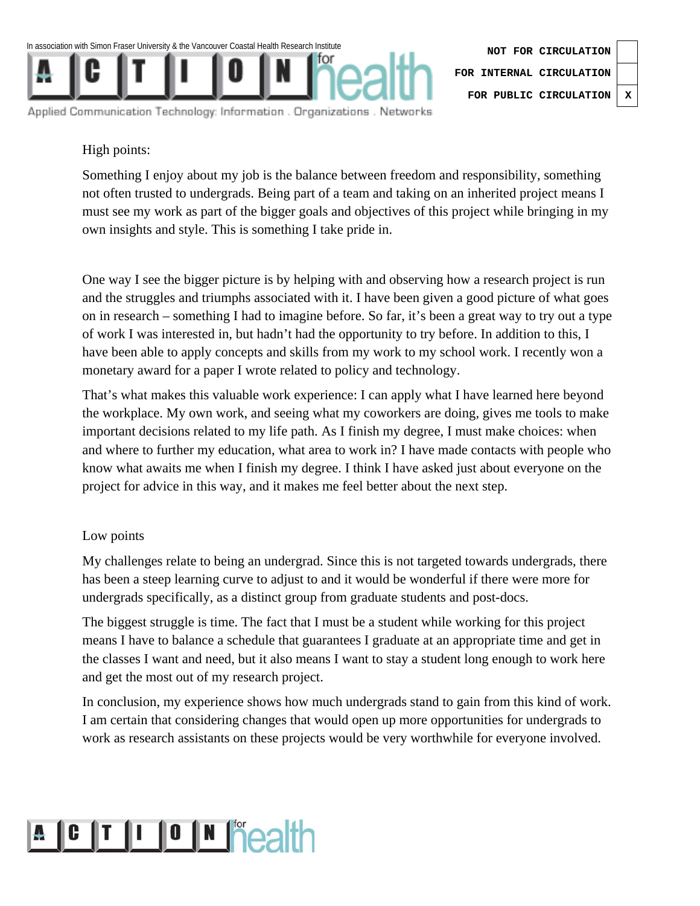High points:

Something I enjoy about my job is the balance between freedom and responsibility, something not often trusted to undergrads. Being part of a team and taking on an inherited project means I must see my work as part of the bigger goals and objectives of this project while bringing in my own insights and style. This is something I take pride in.

One way I see the bigger picture is by helping with and observing how a research project is run and the struggles and triumphs associated with it. I have been given a good picture of what goes on in research – something I had to imagine before. So far, it's been a great way to try out a type of work I was interested in, but hadn't had the opportunity to try before. In addition to this, I have been able to apply concepts and skills from my work to my school work. I recently won a monetary award for a paper I wrote related to policy and technology.

That's what makes this valuable work experience: I can apply what I have learned here beyond the workplace. My own work, and seeing what my coworkers are doing, gives me tools to make important decisions related to my life path. As I finish my degree, I must make choices: when and where to further my education, what area to work in? I have made contacts with people who know what awaits me when I finish my degree. I think I have asked just about everyone on the project for advice in this way, and it makes me feel better about the next step.

Low points

My challenges relate to being an undergrad. Since this is not targeted towards undergrads, there has been a steep learning curve to adjust to and it would be wonderful if there were more for undergrads specifically, as a distinct group from graduate students and post-docs.

The biggest struggle is time. The fact that I must be a student while working for this project means I have to balance a schedule that guarantees I graduate at an appropriate time and get in the classes I want and need, but it also means I want to stay a student long enough to work here and get the most out of my research project.

In conclusion, my experience shows how much undergrads stand to gain from this kind of work. I am certain that considering changes that would open up more opportunities for undergrads to work as research assistants on these projects would be very worthwhile for everyone involved.